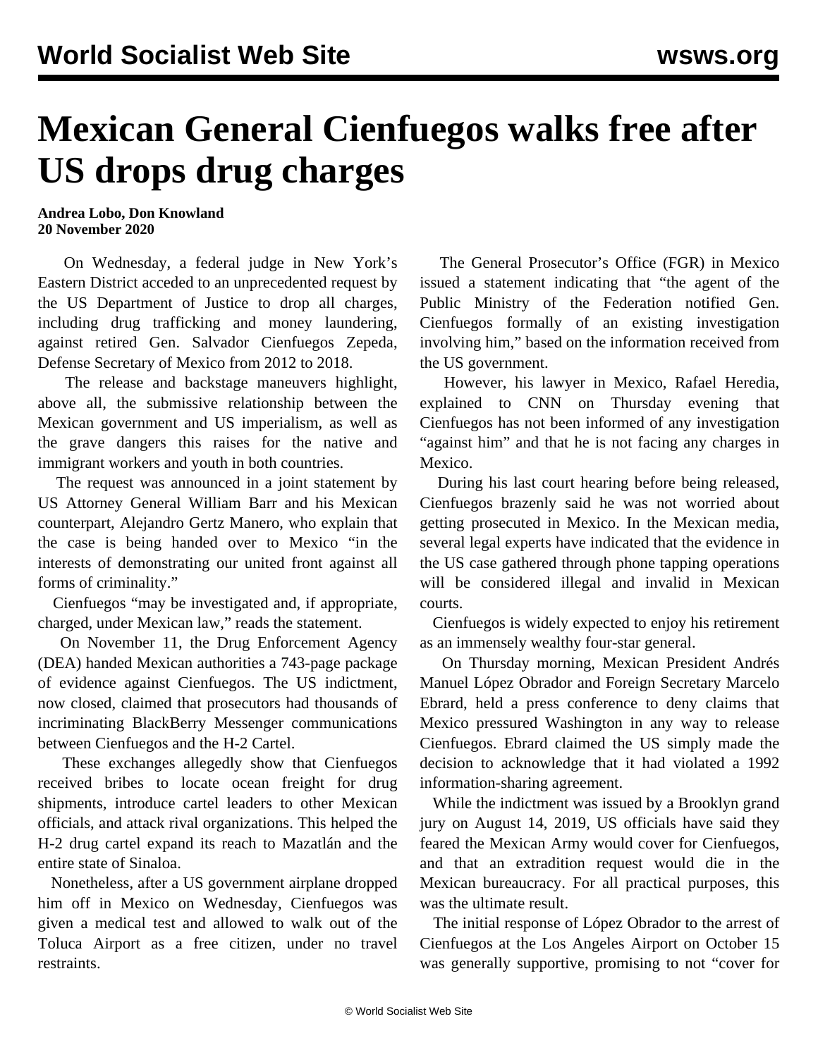# Mexican General Cienfuegos walks free after US drops drug charges

**Andrea Lobo, Don Knowland**
**20 November 2020**

On Wednesday, a federal judge in New York's Eastern District acceded to an unprecedented request by the US Department of Justice to drop all charges, including drug trafficking and money laundering, against retired Gen. Salvador Cienfuegos Zepeda, Defense Secretary of Mexico from 2012 to 2018.

The release and backstage maneuvers highlight, above all, the submissive relationship between the Mexican government and US imperialism, as well as the grave dangers this raises for the native and immigrant workers and youth in both countries.

The request was announced in a joint statement by US Attorney General William Barr and his Mexican counterpart, Alejandro Gertz Manero, who explain that the case is being handed over to Mexico "in the interests of demonstrating our united front against all forms of criminality."

Cienfuegos "may be investigated and, if appropriate, charged, under Mexican law," reads the statement.

On November 11, the Drug Enforcement Agency (DEA) handed Mexican authorities a 743-page package of evidence against Cienfuegos. The US indictment, now closed, claimed that prosecutors had thousands of incriminating BlackBerry Messenger communications between Cienfuegos and the H-2 Cartel.

These exchanges allegedly show that Cienfuegos received bribes to locate ocean freight for drug shipments, introduce cartel leaders to other Mexican officials, and attack rival organizations. This helped the H-2 drug cartel expand its reach to Mazatlán and the entire state of Sinaloa.

Nonetheless, after a US government airplane dropped him off in Mexico on Wednesday, Cienfuegos was given a medical test and allowed to walk out of the Toluca Airport as a free citizen, under no travel restraints.

The General Prosecutor's Office (FGR) in Mexico issued a statement indicating that "the agent of the Public Ministry of the Federation notified Gen. Cienfuegos formally of an existing investigation involving him," based on the information received from the US government.

However, his lawyer in Mexico, Rafael Heredia, explained to CNN on Thursday evening that Cienfuegos has not been informed of any investigation "against him" and that he is not facing any charges in Mexico.

During his last court hearing before being released, Cienfuegos brazenly said he was not worried about getting prosecuted in Mexico. In the Mexican media, several legal experts have indicated that the evidence in the US case gathered through phone tapping operations will be considered illegal and invalid in Mexican courts.

Cienfuegos is widely expected to enjoy his retirement as an immensely wealthy four-star general.

On Thursday morning, Mexican President Andrés Manuel López Obrador and Foreign Secretary Marcelo Ebrard, held a press conference to deny claims that Mexico pressured Washington in any way to release Cienfuegos. Ebrard claimed the US simply made the decision to acknowledge that it had violated a 1992 information-sharing agreement.

While the indictment was issued by a Brooklyn grand jury on August 14, 2019, US officials have said they feared the Mexican Army would cover for Cienfuegos, and that an extradition request would die in the Mexican bureaucracy. For all practical purposes, this was the ultimate result.

The initial response of López Obrador to the arrest of Cienfuegos at the Los Angeles Airport on October 15 was generally supportive, promising to not "cover for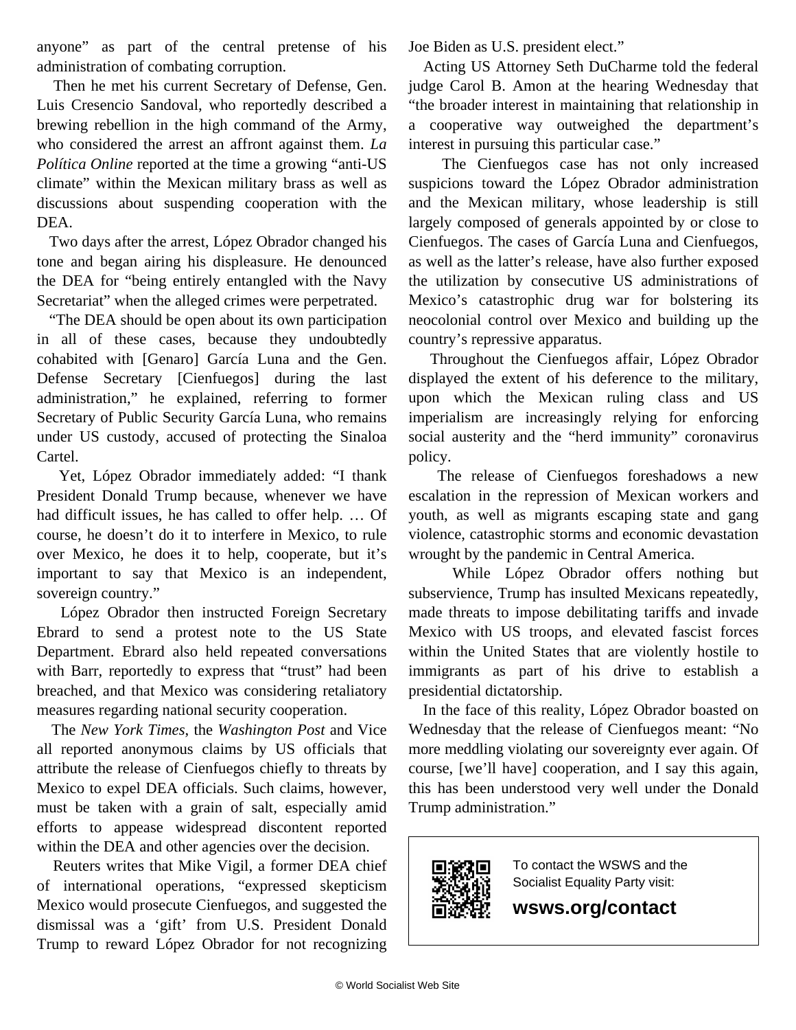anyone" as part of the central pretense of his administration of combating corruption.

Then he met his current Secretary of Defense, Gen. Luis Cresencio Sandoval, who reportedly described a brewing rebellion in the high command of the Army, who considered the arrest an affront against them. *La Política Online* reported at the time a growing "anti-US climate" within the Mexican military brass as well as discussions about suspending cooperation with the DEA.

Two days after the arrest, López Obrador changed his tone and began airing his displeasure. He denounced the DEA for "being entirely entangled with the Navy Secretariat" when the alleged crimes were perpetrated.

"The DEA should be open about its own participation in all of these cases, because they undoubtedly cohabited with [Genaro] García Luna and the Gen. Defense Secretary [Cienfuegos] during the last administration," he explained, referring to former Secretary of Public Security García Luna, who remains under US custody, accused of protecting the Sinaloa Cartel.

Yet, López Obrador immediately added: "I thank President Donald Trump because, whenever we have had difficult issues, he has called to offer help. … Of course, he doesn't do it to interfere in Mexico, to rule over Mexico, he does it to help, cooperate, but it's important to say that Mexico is an independent, sovereign country."

López Obrador then instructed Foreign Secretary Ebrard to send a protest note to the US State Department. Ebrard also held repeated conversations with Barr, reportedly to express that "trust" had been breached, and that Mexico was considering retaliatory measures regarding national security cooperation.

The *New York Times*, the *Washington Post* and Vice all reported anonymous claims by US officials that attribute the release of Cienfuegos chiefly to threats by Mexico to expel DEA officials. Such claims, however, must be taken with a grain of salt, especially amid efforts to appease widespread discontent reported within the DEA and other agencies over the decision.

Reuters writes that Mike Vigil, a former DEA chief of international operations, "expressed skepticism Mexico would prosecute Cienfuegos, and suggested the dismissal was a 'gift' from U.S. President Donald Trump to reward López Obrador for not recognizing Joe Biden as U.S. president elect."

Acting US Attorney Seth DuCharme told the federal judge Carol B. Amon at the hearing Wednesday that "the broader interest in maintaining that relationship in a cooperative way outweighed the department's interest in pursuing this particular case."

The Cienfuegos case has not only increased suspicions toward the López Obrador administration and the Mexican military, whose leadership is still largely composed of generals appointed by or close to Cienfuegos. The cases of García Luna and Cienfuegos, as well as the latter's release, have also further exposed the utilization by consecutive US administrations of Mexico's catastrophic drug war for bolstering its neocolonial control over Mexico and building up the country's repressive apparatus.

Throughout the Cienfuegos affair, López Obrador displayed the extent of his deference to the military, upon which the Mexican ruling class and US imperialism are increasingly relying for enforcing social austerity and the "herd immunity" coronavirus policy.

The release of Cienfuegos foreshadows a new escalation in the repression of Mexican workers and youth, as well as migrants escaping state and gang violence, catastrophic storms and economic devastation wrought by the pandemic in Central America.

While López Obrador offers nothing but subservience, Trump has insulted Mexicans repeatedly, made threats to impose debilitating tariffs and invade Mexico with US troops, and elevated fascist forces within the United States that are violently hostile to immigrants as part of his drive to establish a presidential dictatorship.

In the face of this reality, López Obrador boasted on Wednesday that the release of Cienfuegos meant: "No more meddling violating our sovereignty ever again. Of course, [we'll have] cooperation, and I say this again, this has been understood very well under the Donald Trump administration."

To contact the WSWS and the Socialist Equality Party visit:

**wsws.org/contact**